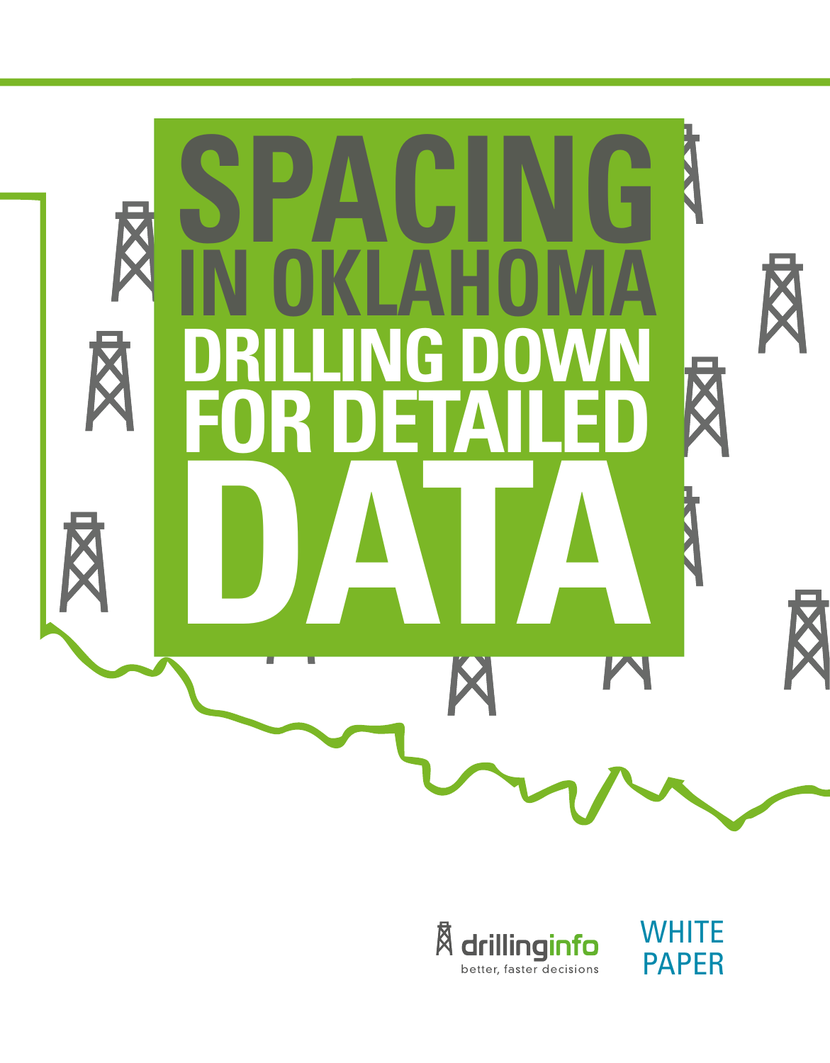# SPACING IN OKLAHOMA

## DRILLING DOWN FOR DETAILED DATA

drillinginfo

better, faster decisions

WHITE PAPER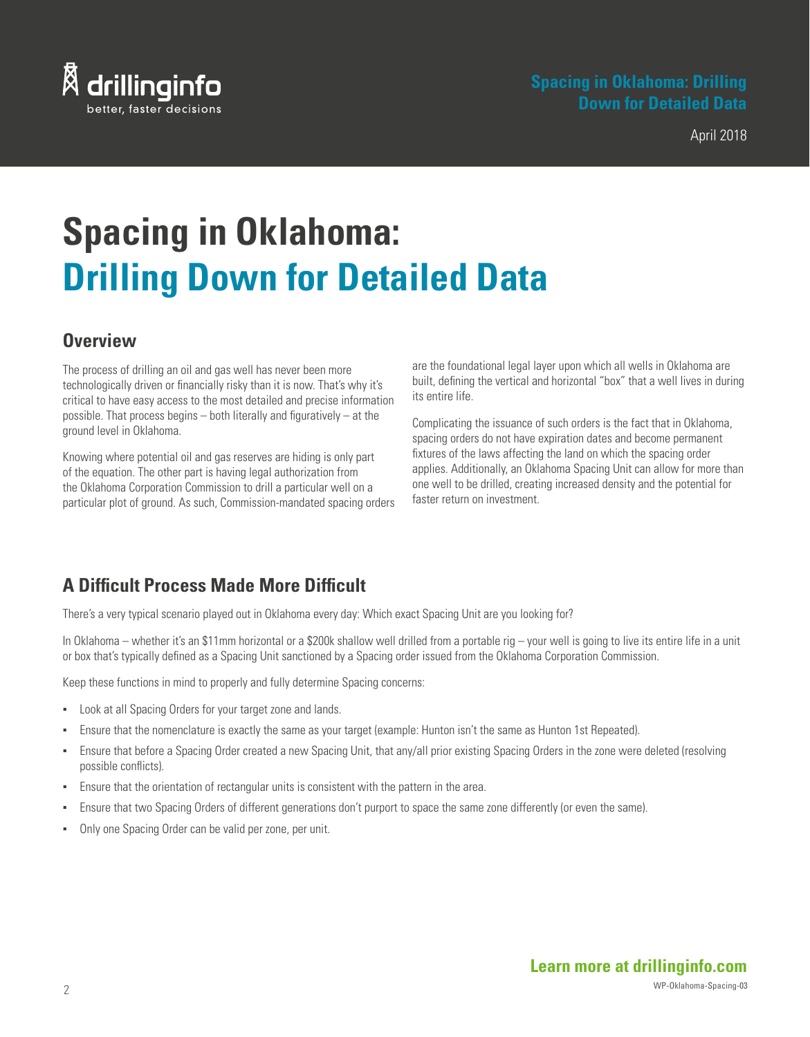# Spacing in Oklahoma: Drilling Down for Detailed Data

## Overview

The process of drilling an oil and gas well has never been more technologically driven or financially risky than it is now. That's why it's critical to have easy access to the most detailed and precise information possible. That process begins – both literally and figuratively – at the ground level in Oklahoma.

Knowing where potential oil and gas reserves are hiding is only part of the equation. The other part is having legal authorization from the Oklahoma Corporation Commission to drill a particular well on a particular plot of ground. As such, Commission-mandated spacing orders are the foundational legal layer upon which all wells in Oklahoma are built, defining the vertical and horizontal "box" that a well lives in during its entire life.

Complicating the issuance of such orders is the fact that in Oklahoma, spacing orders do not have expiration dates and become permanent fixtures of the laws affecting the land on which the spacing order applies. Additionally, an Oklahoma Spacing Unit can allow for more than one well to be drilled, creating increased density and the potential for faster return on investment.

## A Difficult Process Made More Difficult

There's a very typical scenario played out in Oklahoma every day: Which exact Spacing Unit are you looking for?

In Oklahoma – whether it's an $11mm horizontal or a $200k shallow well drilled from a portable rig – your well is going to live its entire life in a unit or box that's typically defined as a Spacing Unit sanctioned by a Spacing order issued from the Oklahoma Corporation Commission.

Keep these functions in mind to properly and fully determine Spacing concerns:

- Look at all Spacing Orders for your target zone and lands.
- Ensure that the nomenclature is exactly the same as your target (example: Hunton isn't the same as Hunton 1st Repeated).
- Ensure that before a Spacing Order created a new Spacing Unit, that any/all prior existing Spacing Orders in the zone were deleted (resolving possible conflicts).
- Ensure that the orientation of rectangular units is consistent with the pattern in the area.
- Ensure that two Spacing Orders of different generations don't purport to space the same zone differently (or even the same).
- Only one Spacing Order can be valid per zone, per unit.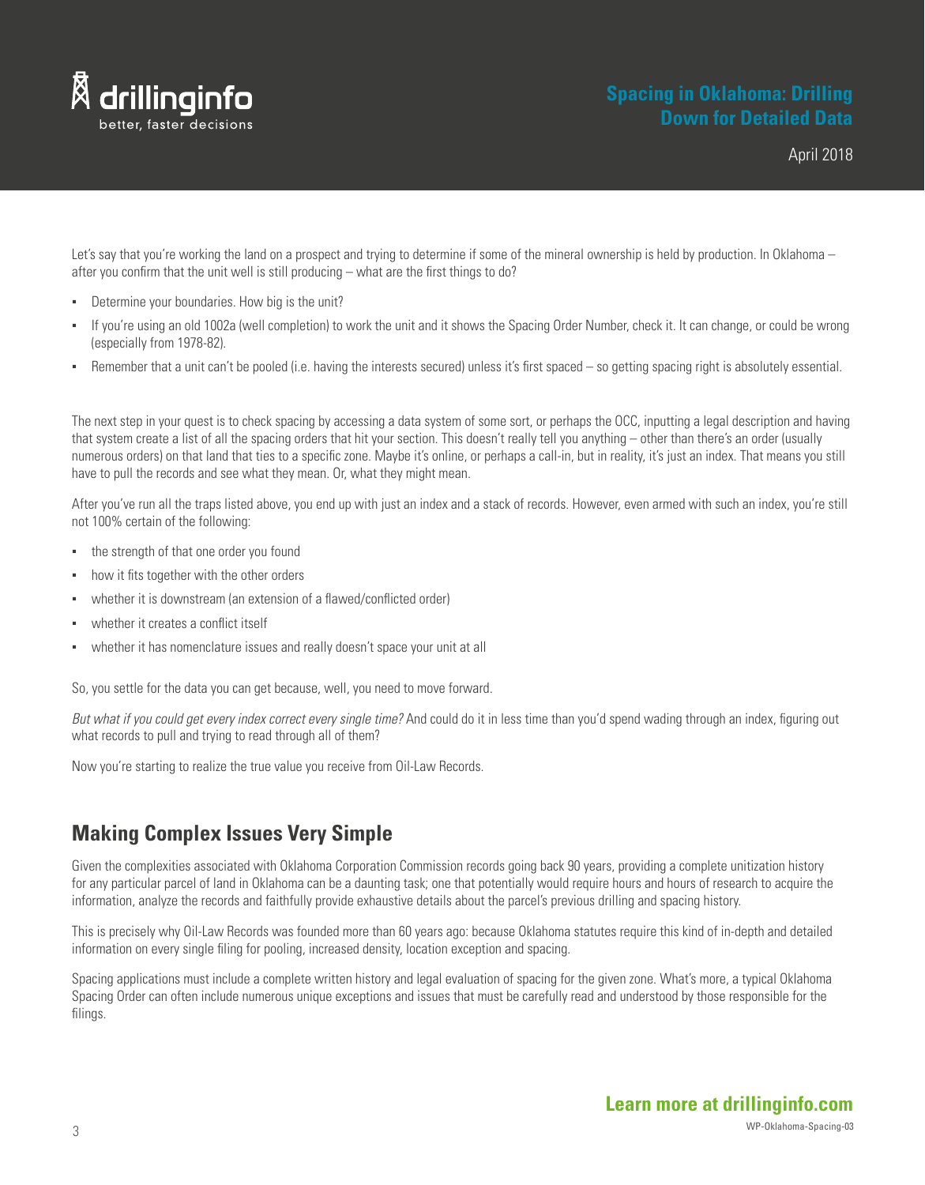Let's say that you're working the land on a prospect and trying to determine if some of the mineral ownership is held by production. In Oklahoma – after you confirm that the unit well is still producing – what are the first things to do?

- Determine your boundaries. How big is the unit?
- If you're using an old 1002a (well completion) to work the unit and it shows the Spacing Order Number, check it. It can change, or could be wrong (especially from 1978-82).
- Remember that a unit can't be pooled (i.e. having the interests secured) unless it's first spaced – so getting spacing right is absolutely essential.

The next step in your quest is to check spacing by accessing a data system of some sort, or perhaps the OCC, inputting a legal description and having that system create a list of all the spacing orders that hit your section. This doesn't really tell you anything – other than there's an order (usually numerous orders) on that land that ties to a specific zone. Maybe it's online, or perhaps a call-in, but in reality, it's just an index. That means you still have to pull the records and see what they mean. Or, what they might mean.

After you've run all the traps listed above, you end up with just an index and a stack of records. However, even armed with such an index, you're still not 100% certain of the following:

- the strength of that one order you found
- how it fits together with the other orders
- whether it is downstream (an extension of a flawed/conflicted order)
- whether it creates a conflict itself
- whether it has nomenclature issues and really doesn't space your unit at all

So, you settle for the data you can get because, well, you need to move forward.

*But what if you could get every index correct every single time?* And could do it in less time than you'd spend wading through an index, figuring out what records to pull and trying to read through all of them?

Now you're starting to realize the true value you receive from Oil-Law Records.

## Making Complex Issues Very Simple

Given the complexities associated with Oklahoma Corporation Commission records going back 90 years, providing a complete unitization history for any particular parcel of land in Oklahoma can be a daunting task; one that potentially would require hours and hours of research to acquire the information, analyze the records and faithfully provide exhaustive details about the parcel's previous drilling and spacing history.

This is precisely why Oil-Law Records was founded more than 60 years ago: because Oklahoma statutes require this kind of in-depth and detailed information on every single filing for pooling, increased density, location exception and spacing.

Spacing applications must include a complete written history and legal evaluation of spacing for the given zone. What's more, a typical Oklahoma Spacing Order can often include numerous unique exceptions and issues that must be carefully read and understood by those responsible for the filings.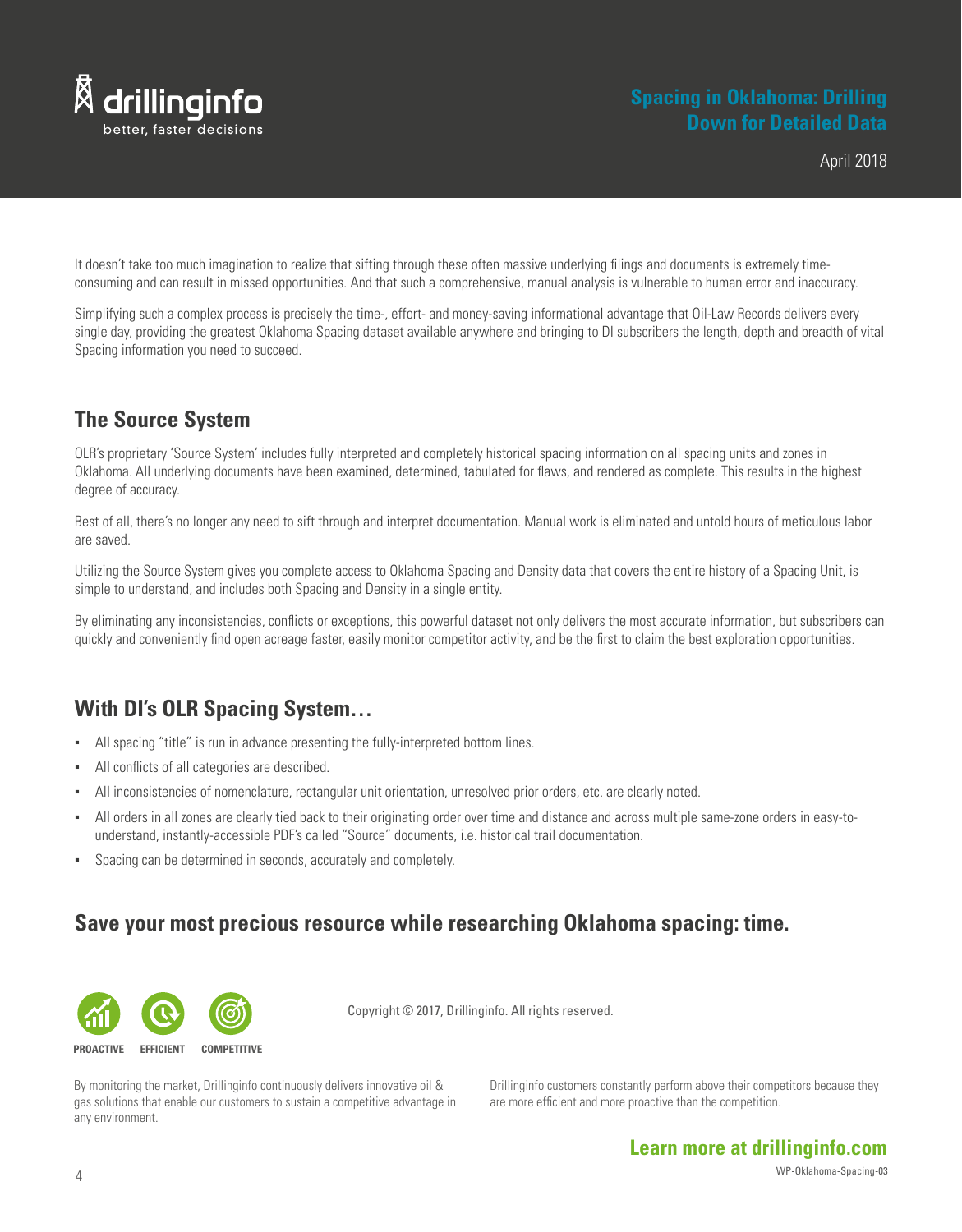It doesn't take too much imagination to realize that sifting through these often massive underlying filings and documents is extremely time-consuming and can result in missed opportunities. And that such a comprehensive, manual analysis is vulnerable to human error and inaccuracy.

Simplifying such a complex process is precisely the time-, effort- and money-saving informational advantage that Oil-Law Records delivers every single day, providing the greatest Oklahoma Spacing dataset available anywhere and bringing to DI subscribers the length, depth and breadth of vital Spacing information you need to succeed.

## The Source System

OLR's proprietary 'Source System' includes fully interpreted and completely historical spacing information on all spacing units and zones in Oklahoma. All underlying documents have been examined, determined, tabulated for flaws, and rendered as complete. This results in the highest degree of accuracy.

Best of all, there's no longer any need to sift through and interpret documentation. Manual work is eliminated and untold hours of meticulous labor are saved.

Utilizing the Source System gives you complete access to Oklahoma Spacing and Density data that covers the entire history of a Spacing Unit, is simple to understand, and includes both Spacing and Density in a single entity.

By eliminating any inconsistencies, conflicts or exceptions, this powerful dataset not only delivers the most accurate information, but subscribers can quickly and conveniently find open acreage faster, easily monitor competitor activity, and be the first to claim the best exploration opportunities.

## With DI's OLR Spacing System…

- All spacing "title" is run in advance presenting the fully-interpreted bottom lines.
- All conflicts of all categories are described.
- All inconsistencies of nomenclature, rectangular unit orientation, unresolved prior orders, etc. are clearly noted.
- All orders in all zones are clearly tied back to their originating order over time and distance and across multiple same-zone orders in easy-to-understand, instantly-accessible PDF's called "Source" documents, i.e. historical trail documentation.
- Spacing can be determined in seconds, accurately and completely.

## Save your most precious resource while researching Oklahoma spacing: time.

**PROACTIVE** **EFFICIENT** **COMPETITIVE**

Copyright © 2017, Drillinginfo. All rights reserved.

By monitoring the market, Drillinginfo continuously delivers innovative oil & gas solutions that enable our customers to sustain a competitive advantage in any environment.

Drillinginfo customers constantly perform above their competitors because they are more efficient and more proactive than the competition.

**Learn more at drillinginfo.com**

WP-Oklahoma-Spacing-03